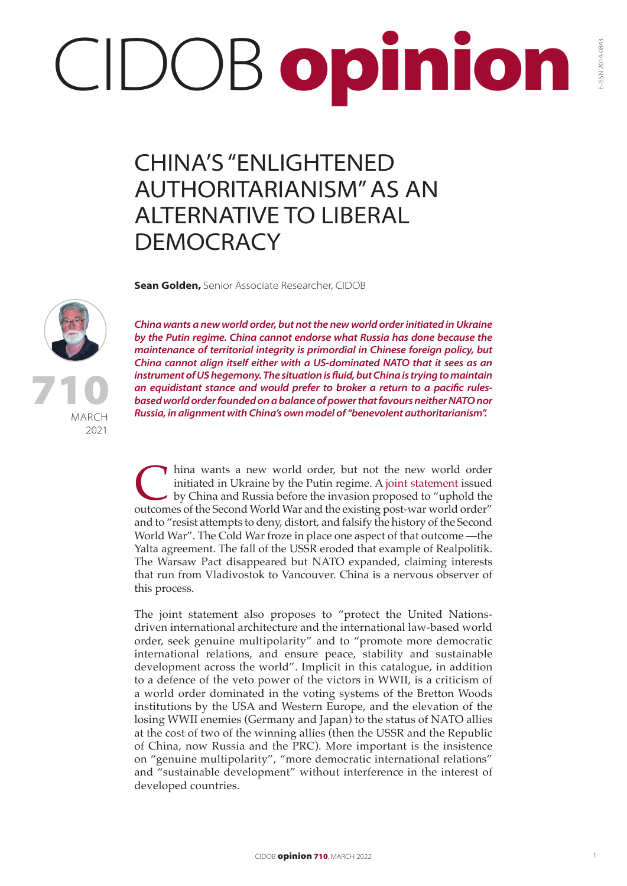# CIDOB opinion

## CHINA'S "ENLIGHTENED AUTHORITARIANISM" AS AN ALTERNATIVE TO LIBERAL DEMOCRACY

**Sean Golden,** Senior Associate Researcher, CIDOB

710
MARCH
2021

***China wants a new world order, but not the new world order initiated in Ukraine by the Putin regime. China cannot endorse what Russia has done because the maintenance of territorial integrity is primordial in Chinese foreign policy, but China cannot align itself either with a US-dominated NATO that it sees as an instrument of US hegemony. The situation is fluid, but China is trying to maintain an equidistant stance and would prefer to broker a return to a pacific rules-based world order founded on a balance of power that favours neither NATO nor Russia, in alignment with China's own model of "benevolent authoritarianism".***

China wants a new world order, but not the new world order initiated in Ukraine by the Putin regime. A joint statement issued by China and Russia before the invasion proposed to "uphold the outcomes of the Second World War and the existing post-war world order" and to "resist attempts to deny, distort, and falsify the history of the Second World War". The Cold War froze in place one aspect of that outcome —the Yalta agreement. The fall of the USSR eroded that example of Realpolitik. The Warsaw Pact disappeared but NATO expanded, claiming interests that run from Vladivostok to Vancouver. China is a nervous observer of this process.

The joint statement also proposes to "protect the United Nations-driven international architecture and the international law-based world order, seek genuine multipolarity" and to "promote more democratic international relations, and ensure peace, stability and sustainable development across the world". Implicit in this catalogue, in addition to a defence of the veto power of the victors in WWII, is a criticism of a world order dominated in the voting systems of the Bretton Woods institutions by the USA and Western Europe, and the elevation of the losing WWII enemies (Germany and Japan) to the status of NATO allies at the cost of two of the winning allies (then the USSR and the Republic of China, now Russia and the PRC). More important is the insistence on "genuine multipolarity", "more democratic international relations" and "sustainable development" without interference in the interest of developed countries.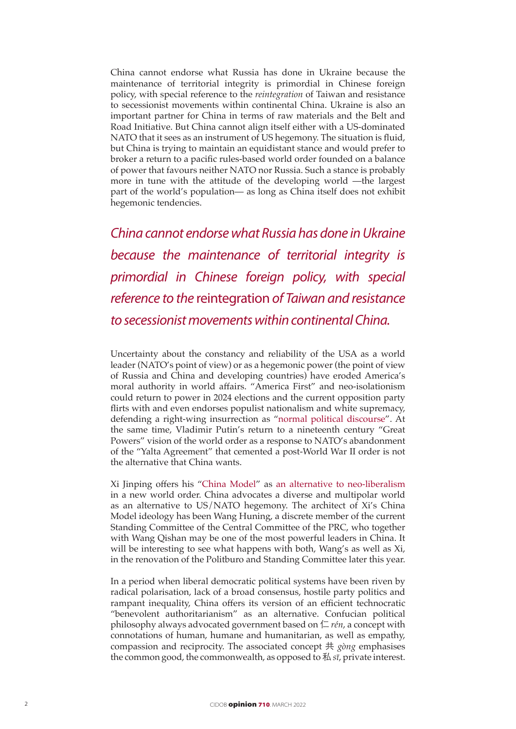China cannot endorse what Russia has done in Ukraine because the maintenance of territorial integrity is primordial in Chinese foreign policy, with special reference to the *reintegration* of Taiwan and resistance to secessionist movements within continental China. Ukraine is also an important partner for China in terms of raw materials and the Belt and Road Initiative. But China cannot align itself either with a US-dominated NATO that it sees as an instrument of US hegemony. The situation is fluid, but China is trying to maintain an equidistant stance and would prefer to broker a return to a pacific rules-based world order founded on a balance of power that favours neither NATO nor Russia. Such a stance is probably more in tune with the attitude of the developing world —the largest part of the world's population— as long as China itself does not exhibit hegemonic tendencies.

> *China cannot endorse what Russia has done in Ukraine because the maintenance of territorial integrity is primordial in Chinese foreign policy, with special reference to the* reintegration *of Taiwan and resistance to secessionist movements within continental China.*

Uncertainty about the constancy and reliability of the USA as a world leader (NATO's point of view) or as a hegemonic power (the point of view of Russia and China and developing countries) have eroded America's moral authority in world affairs. "America First" and neo-isolationism could return to power in 2024 elections and the current opposition party flirts with and even endorses populist nationalism and white supremacy, defending a right-wing insurrection as "normal political discourse". At the same time, Vladimir Putin's return to a nineteenth century "Great Powers" vision of the world order as a response to NATO's abandonment of the "Yalta Agreement" that cemented a post-World War II order is not the alternative that China wants.

Xi Jinping offers his "China Model" as an alternative to neo-liberalism in a new world order. China advocates a diverse and multipolar world as an alternative to US/NATO hegemony. The architect of Xi's China Model ideology has been Wang Huning, a discrete member of the current Standing Committee of the Central Committee of the PRC, who together with Wang Qishan may be one of the most powerful leaders in China. It will be interesting to see what happens with both, Wang's as well as Xi, in the renovation of the Politburo and Standing Committee later this year.

In a period when liberal democratic political systems have been riven by radical polarisation, lack of a broad consensus, hostile party politics and rampant inequality, China offers its version of an efficient technocratic "benevolent authoritarianism" as an alternative. Confucian political philosophy always advocated government based on 仁 *rén*, a concept with connotations of human, humane and humanitarian, as well as empathy, compassion and reciprocity. The associated concept 共 *gòng* emphasises the common good, the commonwealth, as opposed to 私 *sī*, private interest.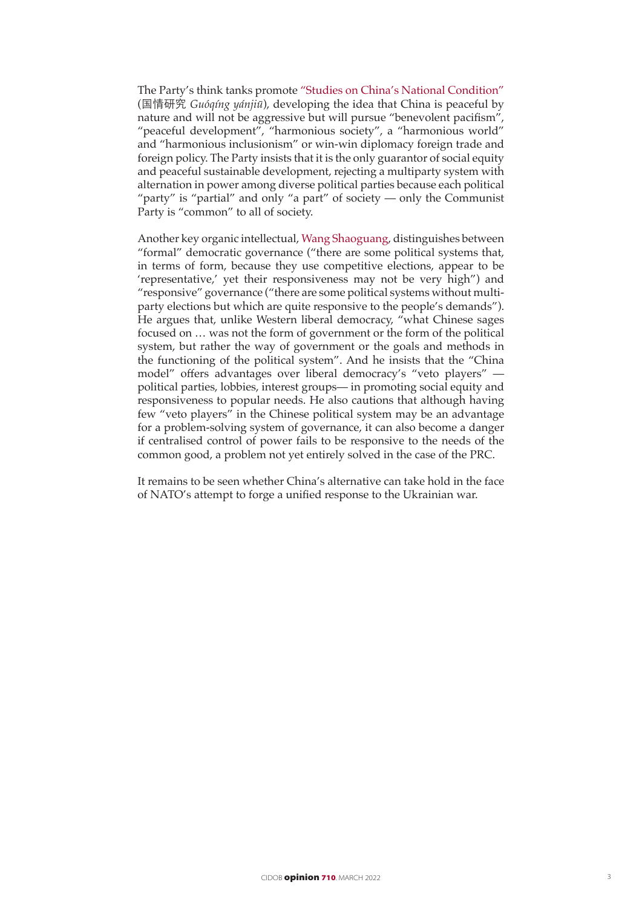The Party's think tanks promote "Studies on China's National Condition" (国情研究 *Guóqíng yánjiū*), developing the idea that China is peaceful by nature and will not be aggressive but will pursue "benevolent pacifism", "peaceful development", "harmonious society", a "harmonious world" and "harmonious inclusionism" or win-win diplomacy foreign trade and foreign policy. The Party insists that it is the only guarantor of social equity and peaceful sustainable development, rejecting a multiparty system with alternation in power among diverse political parties because each political "party" is "partial" and only "a part" of society — only the Communist Party is "common" to all of society.

Another key organic intellectual, Wang Shaoguang, distinguishes between "formal" democratic governance ("there are some political systems that, in terms of form, because they use competitive elections, appear to be 'representative,' yet their responsiveness may not be very high") and "responsive" governance ("there are some political systems without multi-party elections but which are quite responsive to the people's demands"). He argues that, unlike Western liberal democracy, "what Chinese sages focused on … was not the form of government or the form of the political system, but rather the way of government or the goals and methods in the functioning of the political system". And he insists that the "China model" offers advantages over liberal democracy's "veto players" — political parties, lobbies, interest groups— in promoting social equity and responsiveness to popular needs. He also cautions that although having few "veto players" in the Chinese political system may be an advantage for a problem-solving system of governance, it can also become a danger if centralised control of power fails to be responsive to the needs of the common good, a problem not yet entirely solved in the case of the PRC.

It remains to be seen whether China's alternative can take hold in the face of NATO's attempt to forge a unified response to the Ukrainian war.